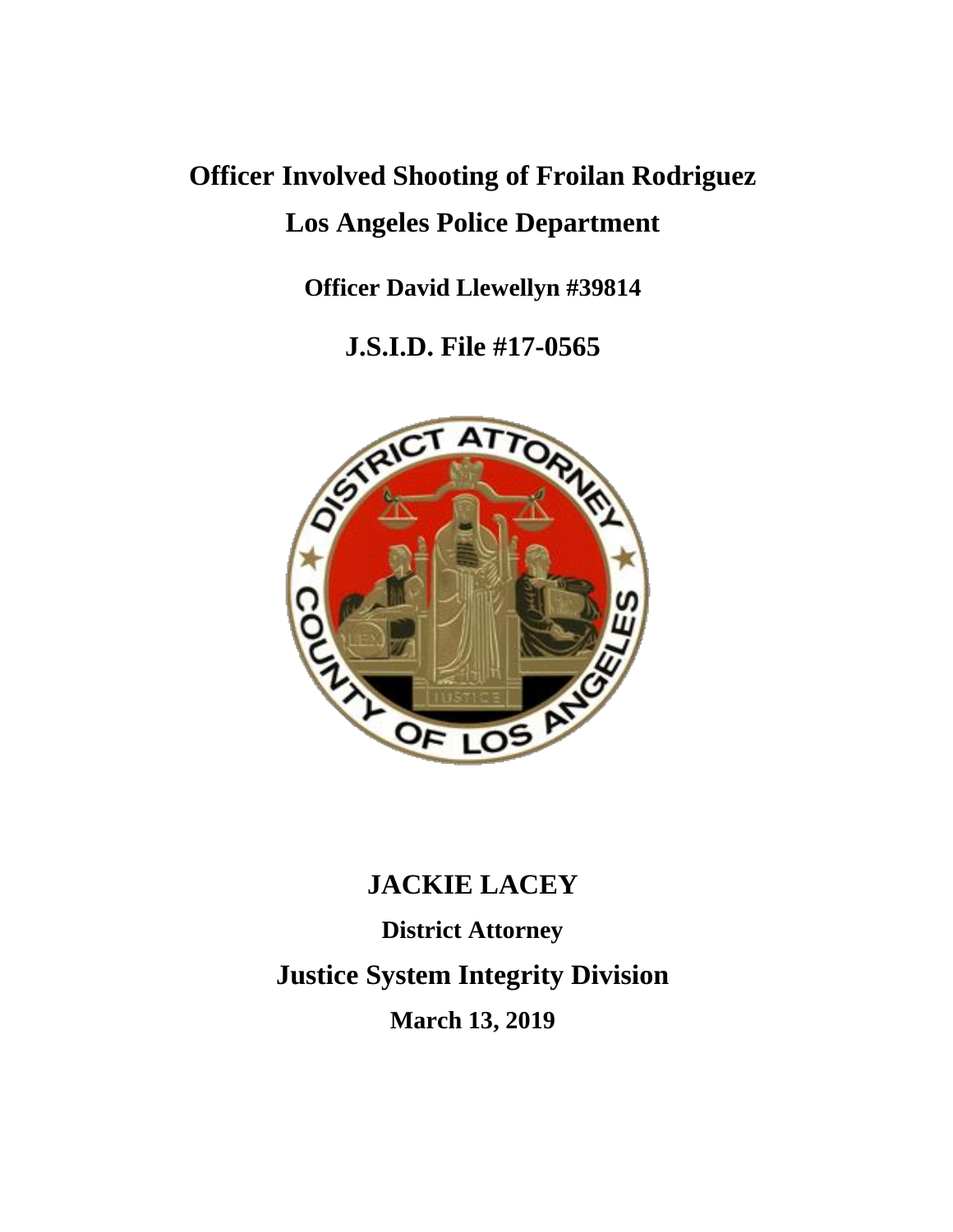# Officer Involved Shooting of Froilan Rodriguez

# Los Angeles Police Department

**Officer David Llewellyn #39814**

## J.S.I.D. File #17-0565

## JACKIE LACEY

**District Attorney**

## Justice System Integrity Division

**March 13, 2019**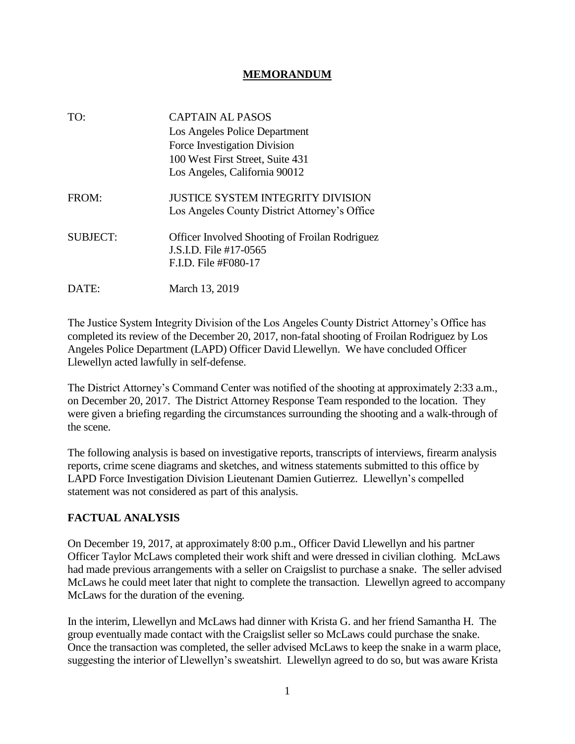# MEMORANDUM

| | |
|---|---|
| TO: | CAPTAIN AL PASOS<br>Los Angeles Police Department<br>Force Investigation Division<br>100 West First Street, Suite 431<br>Los Angeles, California 90012 |
| FROM: | JUSTICE SYSTEM INTEGRITY DIVISION<br>Los Angeles County District Attorney's Office |
| SUBJECT: | Officer Involved Shooting of Froilan Rodriguez<br>J.S.I.D. File #17-0565<br>F.I.D. File #F080-17 |
| DATE: | March 13, 2019 |

The Justice System Integrity Division of the Los Angeles County District Attorney's Office has completed its review of the December 20, 2017, non-fatal shooting of Froilan Rodriguez by Los Angeles Police Department (LAPD) Officer David Llewellyn. We have concluded Officer Llewellyn acted lawfully in self-defense.

The District Attorney's Command Center was notified of the shooting at approximately 2:33 a.m., on December 20, 2017. The District Attorney Response Team responded to the location. They were given a briefing regarding the circumstances surrounding the shooting and a walk-through of the scene.

The following analysis is based on investigative reports, transcripts of interviews, firearm analysis reports, crime scene diagrams and sketches, and witness statements submitted to this office by LAPD Force Investigation Division Lieutenant Damien Gutierrez. Llewellyn's compelled statement was not considered as part of this analysis.

## FACTUAL ANALYSIS

On December 19, 2017, at approximately 8:00 p.m., Officer David Llewellyn and his partner Officer Taylor McLaws completed their work shift and were dressed in civilian clothing. McLaws had made previous arrangements with a seller on Craigslist to purchase a snake. The seller advised McLaws he could meet later that night to complete the transaction. Llewellyn agreed to accompany McLaws for the duration of the evening.

In the interim, Llewellyn and McLaws had dinner with Krista G. and her friend Samantha H. The group eventually made contact with the Craigslist seller so McLaws could purchase the snake. Once the transaction was completed, the seller advised McLaws to keep the snake in a warm place, suggesting the interior of Llewellyn's sweatshirt. Llewellyn agreed to do so, but was aware Krista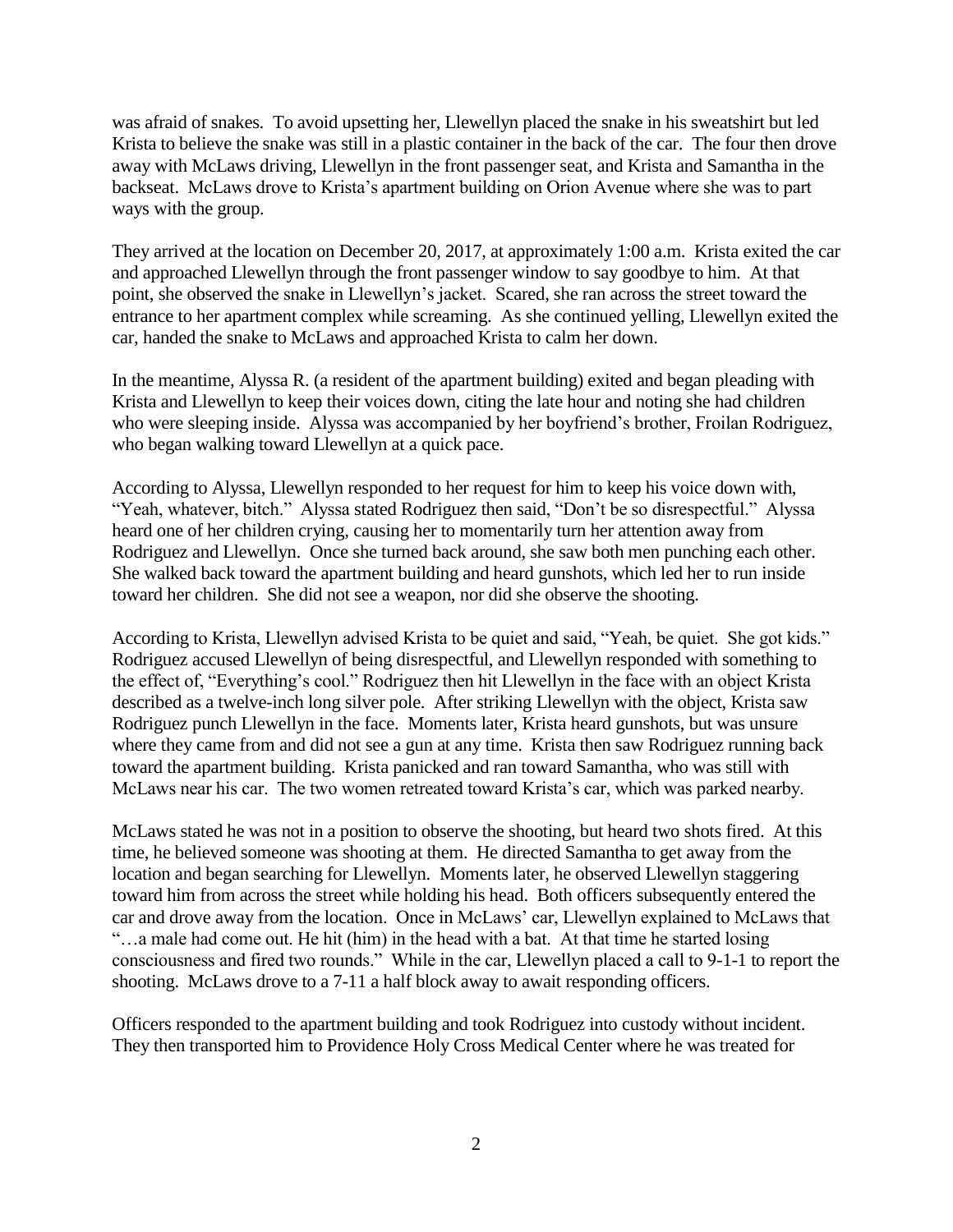was afraid of snakes. To avoid upsetting her, Llewellyn placed the snake in his sweatshirt but led Krista to believe the snake was still in a plastic container in the back of the car. The four then drove away with McLaws driving, Llewellyn in the front passenger seat, and Krista and Samantha in the backseat. McLaws drove to Krista's apartment building on Orion Avenue where she was to part ways with the group.

They arrived at the location on December 20, 2017, at approximately 1:00 a.m. Krista exited the car and approached Llewellyn through the front passenger window to say goodbye to him. At that point, she observed the snake in Llewellyn's jacket. Scared, she ran across the street toward the entrance to her apartment complex while screaming. As she continued yelling, Llewellyn exited the car, handed the snake to McLaws and approached Krista to calm her down.

In the meantime, Alyssa R. (a resident of the apartment building) exited and began pleading with Krista and Llewellyn to keep their voices down, citing the late hour and noting she had children who were sleeping inside. Alyssa was accompanied by her boyfriend's brother, Froilan Rodriguez, who began walking toward Llewellyn at a quick pace.

According to Alyssa, Llewellyn responded to her request for him to keep his voice down with, "Yeah, whatever, bitch." Alyssa stated Rodriguez then said, "Don't be so disrespectful." Alyssa heard one of her children crying, causing her to momentarily turn her attention away from Rodriguez and Llewellyn. Once she turned back around, she saw both men punching each other. She walked back toward the apartment building and heard gunshots, which led her to run inside toward her children. She did not see a weapon, nor did she observe the shooting.

According to Krista, Llewellyn advised Krista to be quiet and said, "Yeah, be quiet. She got kids." Rodriguez accused Llewellyn of being disrespectful, and Llewellyn responded with something to the effect of, "Everything's cool." Rodriguez then hit Llewellyn in the face with an object Krista described as a twelve-inch long silver pole. After striking Llewellyn with the object, Krista saw Rodriguez punch Llewellyn in the face. Moments later, Krista heard gunshots, but was unsure where they came from and did not see a gun at any time. Krista then saw Rodriguez running back toward the apartment building. Krista panicked and ran toward Samantha, who was still with McLaws near his car. The two women retreated toward Krista's car, which was parked nearby.

McLaws stated he was not in a position to observe the shooting, but heard two shots fired. At this time, he believed someone was shooting at them. He directed Samantha to get away from the location and began searching for Llewellyn. Moments later, he observed Llewellyn staggering toward him from across the street while holding his head. Both officers subsequently entered the car and drove away from the location. Once in McLaws' car, Llewellyn explained to McLaws that "…a male had come out. He hit (him) in the head with a bat. At that time he started losing consciousness and fired two rounds." While in the car, Llewellyn placed a call to 9-1-1 to report the shooting. McLaws drove to a 7-11 a half block away to await responding officers.

Officers responded to the apartment building and took Rodriguez into custody without incident. They then transported him to Providence Holy Cross Medical Center where he was treated for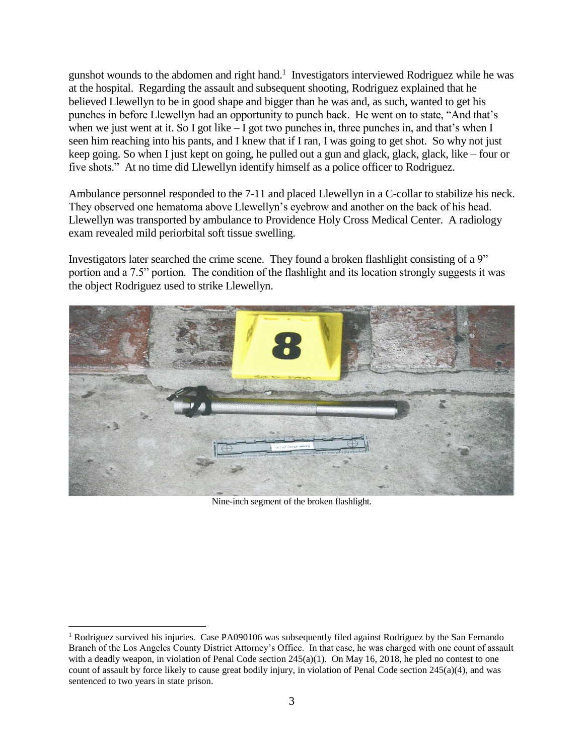gunshot wounds to the abdomen and right hand.[1] Investigators interviewed Rodriguez while he was at the hospital. Regarding the assault and subsequent shooting, Rodriguez explained that he believed Llewellyn to be in good shape and bigger than he was and, as such, wanted to get his punches in before Llewellyn had an opportunity to punch back. He went on to state, "And that's when we just went at it. So I got like – I got two punches in, three punches in, and that's when I seen him reaching into his pants, and I knew that if I ran, I was going to get shot. So why not just keep going. So when I just kept on going, he pulled out a gun and glack, glack, glack, like – four or five shots." At no time did Llewellyn identify himself as a police officer to Rodriguez.

Ambulance personnel responded to the 7-11 and placed Llewellyn in a C-collar to stabilize his neck. They observed one hematoma above Llewellyn's eyebrow and another on the back of his head. Llewellyn was transported by ambulance to Providence Holy Cross Medical Center. A radiology exam revealed mild periorbital soft tissue swelling.

Investigators later searched the crime scene. They found a broken flashlight consisting of a 9" portion and a 7.5" portion. The condition of the flashlight and its location strongly suggests it was the object Rodriguez used to strike Llewellyn.

Nine-inch segment of the broken flashlight.

[1] Rodriguez survived his injuries. Case PA090106 was subsequently filed against Rodriguez by the San Fernando Branch of the Los Angeles County District Attorney's Office. In that case, he was charged with one count of assault with a deadly weapon, in violation of Penal Code section 245(a)(1). On May 16, 2018, he pled no contest to one count of assault by force likely to cause great bodily injury, in violation of Penal Code section 245(a)(4), and was sentenced to two years in state prison.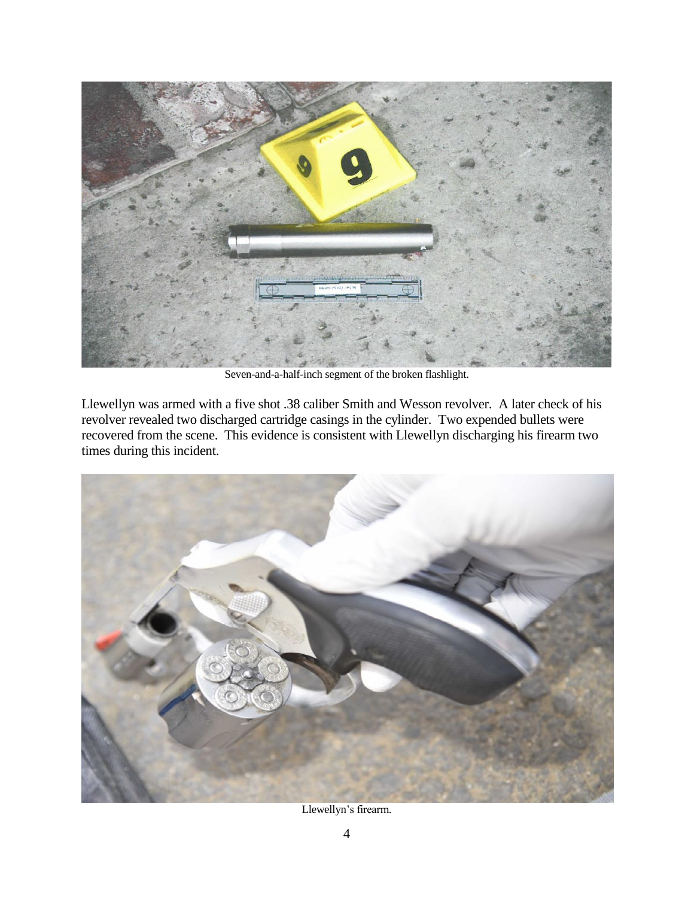Seven-and-a-half-inch segment of the broken flashlight.

Llewellyn was armed with a five shot .38 caliber Smith and Wesson revolver. A later check of his revolver revealed two discharged cartridge casings in the cylinder. Two expended bullets were recovered from the scene. This evidence is consistent with Llewellyn discharging his firearm two times during this incident.

Llewellyn's firearm.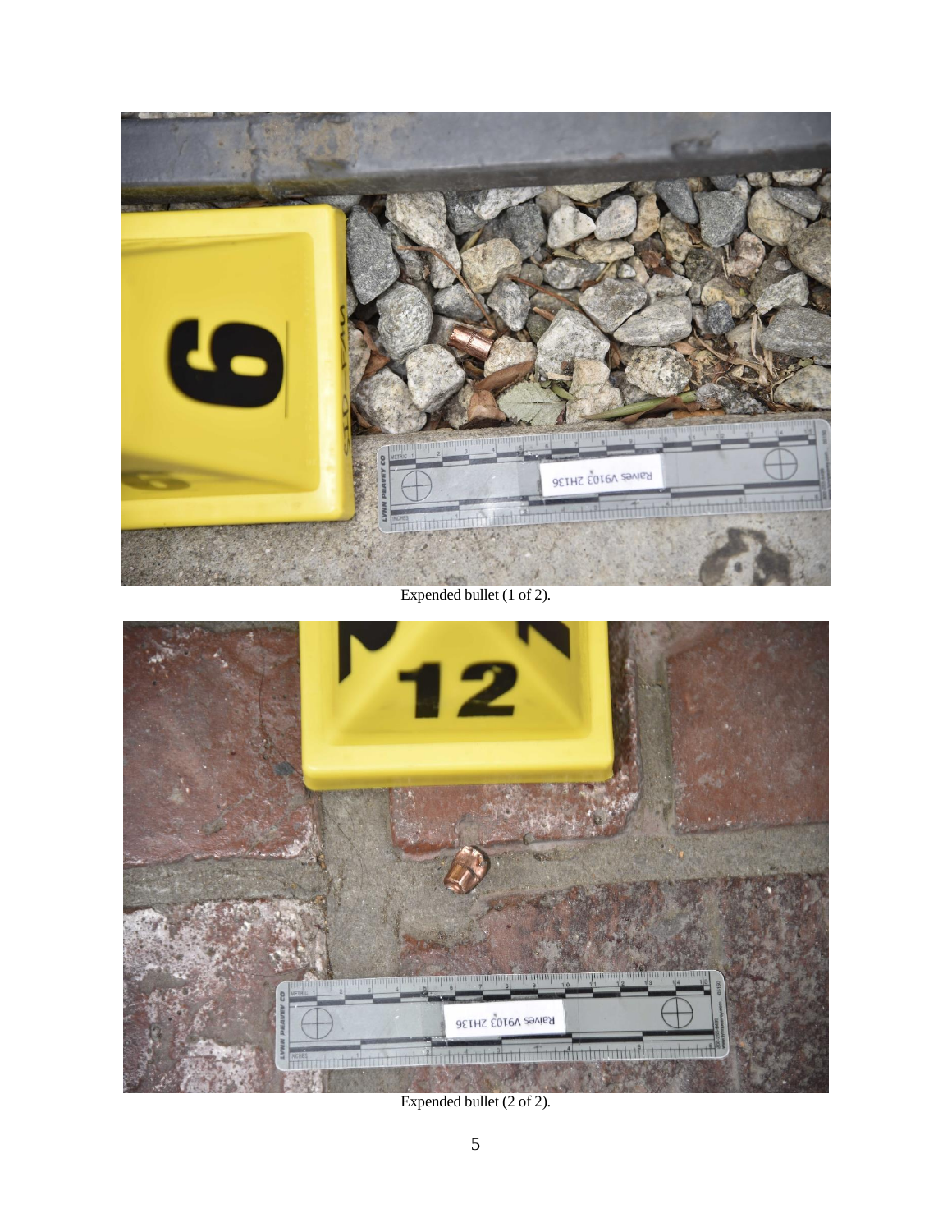Expended bullet (1 of 2).

Expended bullet (2 of 2).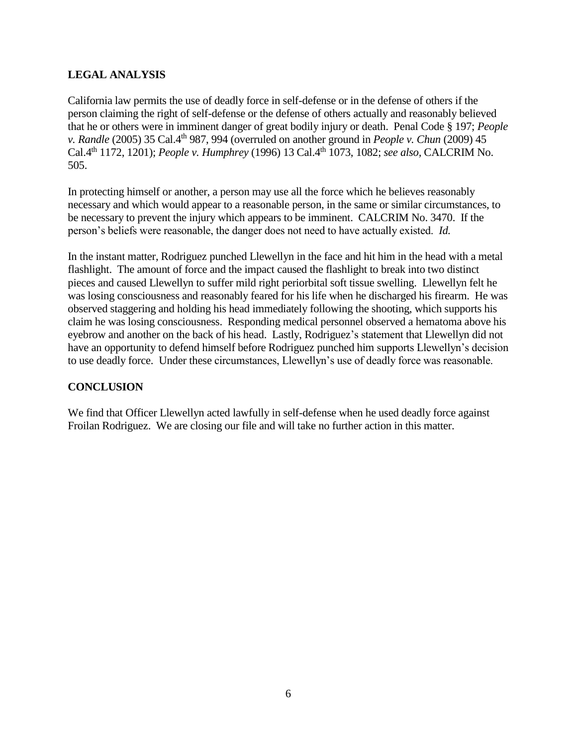## LEGAL ANALYSIS

California law permits the use of deadly force in self-defense or in the defense of others if the person claiming the right of self-defense or the defense of others actually and reasonably believed that he or others were in imminent danger of great bodily injury or death. Penal Code § 197; *People v. Randle* (2005) 35 Cal.4th 987, 994 (overruled on another ground in *People v. Chun* (2009) 45 Cal.4th 1172, 1201); *People v. Humphrey* (1996) 13 Cal.4th 1073, 1082; *see also,* CALCRIM No. 505.

In protecting himself or another, a person may use all the force which he believes reasonably necessary and which would appear to a reasonable person, in the same or similar circumstances, to be necessary to prevent the injury which appears to be imminent. CALCRIM No. 3470. If the person's beliefs were reasonable, the danger does not need to have actually existed. *Id.*

In the instant matter, Rodriguez punched Llewellyn in the face and hit him in the head with a metal flashlight. The amount of force and the impact caused the flashlight to break into two distinct pieces and caused Llewellyn to suffer mild right periorbital soft tissue swelling. Llewellyn felt he was losing consciousness and reasonably feared for his life when he discharged his firearm. He was observed staggering and holding his head immediately following the shooting, which supports his claim he was losing consciousness. Responding medical personnel observed a hematoma above his eyebrow and another on the back of his head. Lastly, Rodriguez's statement that Llewellyn did not have an opportunity to defend himself before Rodriguez punched him supports Llewellyn's decision to use deadly force. Under these circumstances, Llewellyn's use of deadly force was reasonable.

## CONCLUSION

We find that Officer Llewellyn acted lawfully in self-defense when he used deadly force against Froilan Rodriguez. We are closing our file and will take no further action in this matter.